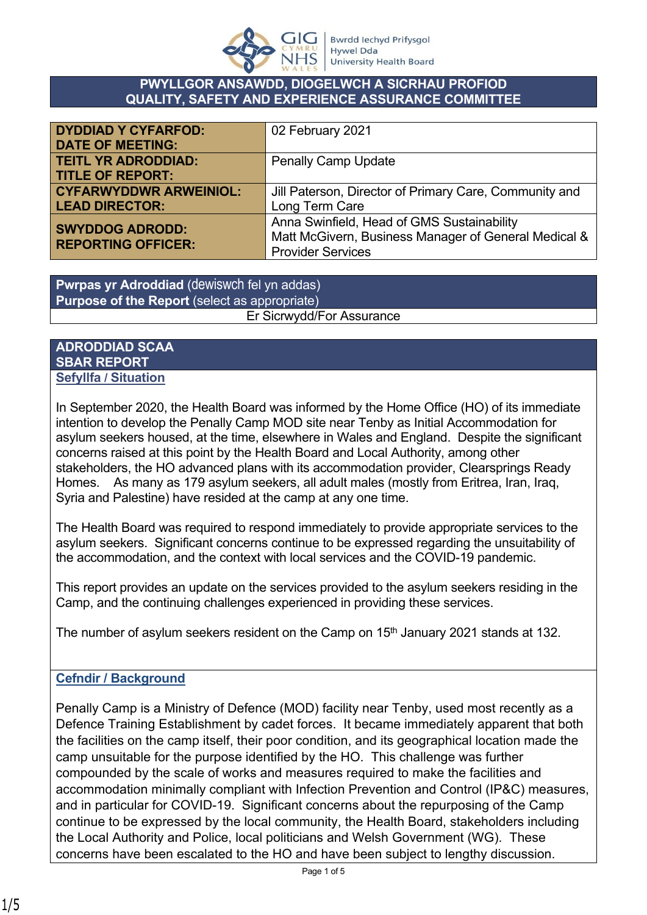Bwrdd Iechyd Prifysgol Hywel Dda University Health Board

# PWYLLGOR ANSAWDD, DIOGELWCH A SICRHAU PROFIOD QUALITY, SAFETY AND EXPERIENCE ASSURANCE COMMITTEE

| | |
|---|---|
| **DYDDIAD Y CYFARFOD: DATE OF MEETING:** | 02 February 2021 |
| **TEITL YR ADRODDIAD: TITLE OF REPORT:** | Penally Camp Update |
| **CYFARWYDDWR ARWEINIOL: LEAD DIRECTOR:** | Jill Paterson, Director of Primary Care, Community and Long Term Care |
| **SWYDDOG ADRODD: REPORTING OFFICER:** | Anna Swinfield, Head of GMS Sustainability<br>Matt McGivern, Business Manager of General Medical & Provider Services |

| **Pwrpas yr Adroddiad** (dewiswch fel yn addas) **Purpose of the Report** (select as appropriate) |
|---|
| Er Sicrwydd/For Assurance |

## ADRODDIAD SCAA SBAR REPORT

### Sefyllfa / Situation

In September 2020, the Health Board was informed by the Home Office (HO) of its immediate intention to develop the Penally Camp MOD site near Tenby as Initial Accommodation for asylum seekers housed, at the time, elsewhere in Wales and England. Despite the significant concerns raised at this point by the Health Board and Local Authority, among other stakeholders, the HO advanced plans with its accommodation provider, Clearsprings Ready Homes. As many as 179 asylum seekers, all adult males (mostly from Eritrea, Iran, Iraq, Syria and Palestine) have resided at the camp at any one time.

The Health Board was required to respond immediately to provide appropriate services to the asylum seekers. Significant concerns continue to be expressed regarding the unsuitability of the accommodation, and the context with local services and the COVID-19 pandemic.

This report provides an update on the services provided to the asylum seekers residing in the Camp, and the continuing challenges experienced in providing these services.

The number of asylum seekers resident on the Camp on 15th January 2021 stands at 132.

### Cefndir / Background

Penally Camp is a Ministry of Defence (MOD) facility near Tenby, used most recently as a Defence Training Establishment by cadet forces. It became immediately apparent that both the facilities on the camp itself, their poor condition, and its geographical location made the camp unsuitable for the purpose identified by the HO. This challenge was further compounded by the scale of works and measures required to make the facilities and accommodation minimally compliant with Infection Prevention and Control (IP&C) measures, and in particular for COVID-19. Significant concerns about the repurposing of the Camp continue to be expressed by the local community, the Health Board, stakeholders including the Local Authority and Police, local politicians and Welsh Government (WG). These concerns have been escalated to the HO and have been subject to lengthy discussion.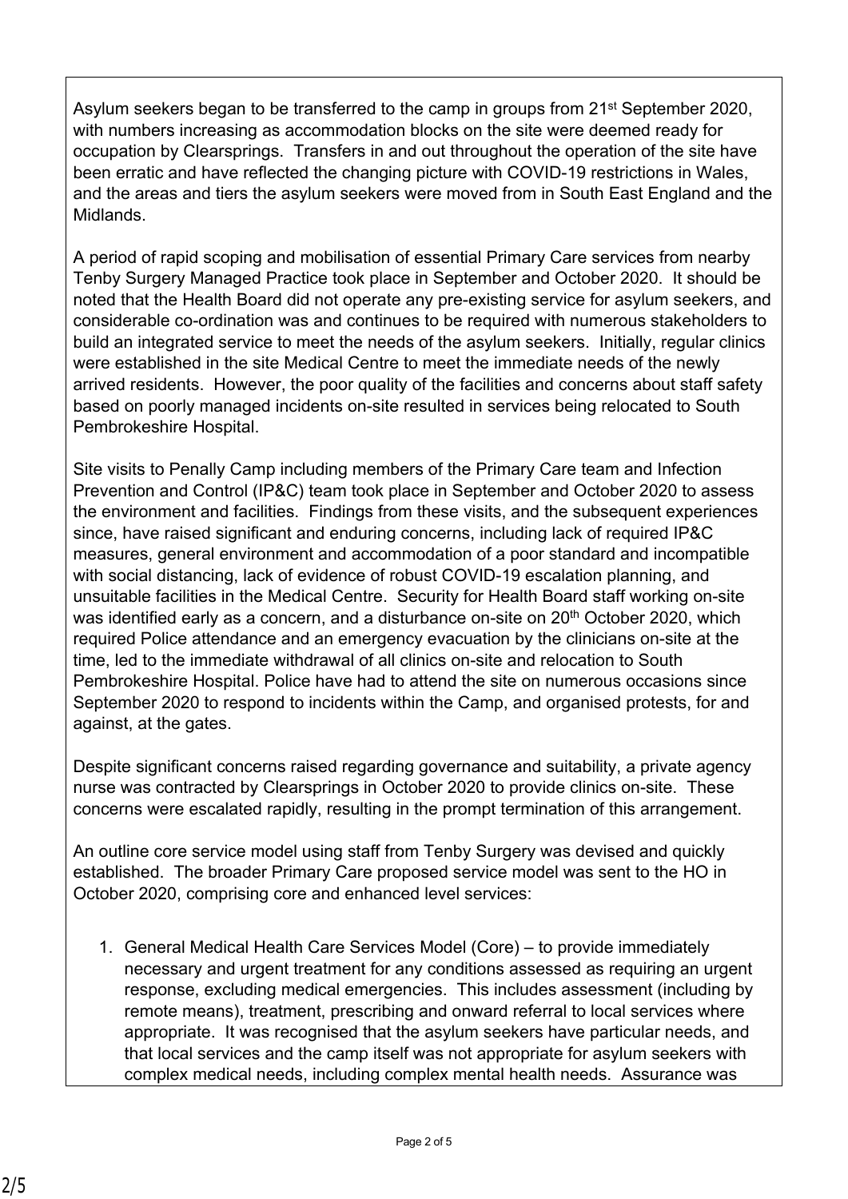Asylum seekers began to be transferred to the camp in groups from 21st September 2020, with numbers increasing as accommodation blocks on the site were deemed ready for occupation by Clearsprings. Transfers in and out throughout the operation of the site have been erratic and have reflected the changing picture with COVID-19 restrictions in Wales, and the areas and tiers the asylum seekers were moved from in South East England and the Midlands.

A period of rapid scoping and mobilisation of essential Primary Care services from nearby Tenby Surgery Managed Practice took place in September and October 2020. It should be noted that the Health Board did not operate any pre-existing service for asylum seekers, and considerable co-ordination was and continues to be required with numerous stakeholders to build an integrated service to meet the needs of the asylum seekers. Initially, regular clinics were established in the site Medical Centre to meet the immediate needs of the newly arrived residents. However, the poor quality of the facilities and concerns about staff safety based on poorly managed incidents on-site resulted in services being relocated to South Pembrokeshire Hospital.

Site visits to Penally Camp including members of the Primary Care team and Infection Prevention and Control (IP&C) team took place in September and October 2020 to assess the environment and facilities. Findings from these visits, and the subsequent experiences since, have raised significant and enduring concerns, including lack of required IP&C measures, general environment and accommodation of a poor standard and incompatible with social distancing, lack of evidence of robust COVID-19 escalation planning, and unsuitable facilities in the Medical Centre. Security for Health Board staff working on-site was identified early as a concern, and a disturbance on-site on 20th October 2020, which required Police attendance and an emergency evacuation by the clinicians on-site at the time, led to the immediate withdrawal of all clinics on-site and relocation to South Pembrokeshire Hospital. Police have had to attend the site on numerous occasions since September 2020 to respond to incidents within the Camp, and organised protests, for and against, at the gates.

Despite significant concerns raised regarding governance and suitability, a private agency nurse was contracted by Clearsprings in October 2020 to provide clinics on-site. These concerns were escalated rapidly, resulting in the prompt termination of this arrangement.

An outline core service model using staff from Tenby Surgery was devised and quickly established. The broader Primary Care proposed service model was sent to the HO in October 2020, comprising core and enhanced level services:

1. General Medical Health Care Services Model (Core) – to provide immediately necessary and urgent treatment for any conditions assessed as requiring an urgent response, excluding medical emergencies. This includes assessment (including by remote means), treatment, prescribing and onward referral to local services where appropriate. It was recognised that the asylum seekers have particular needs, and that local services and the camp itself was not appropriate for asylum seekers with complex medical needs, including complex mental health needs. Assurance was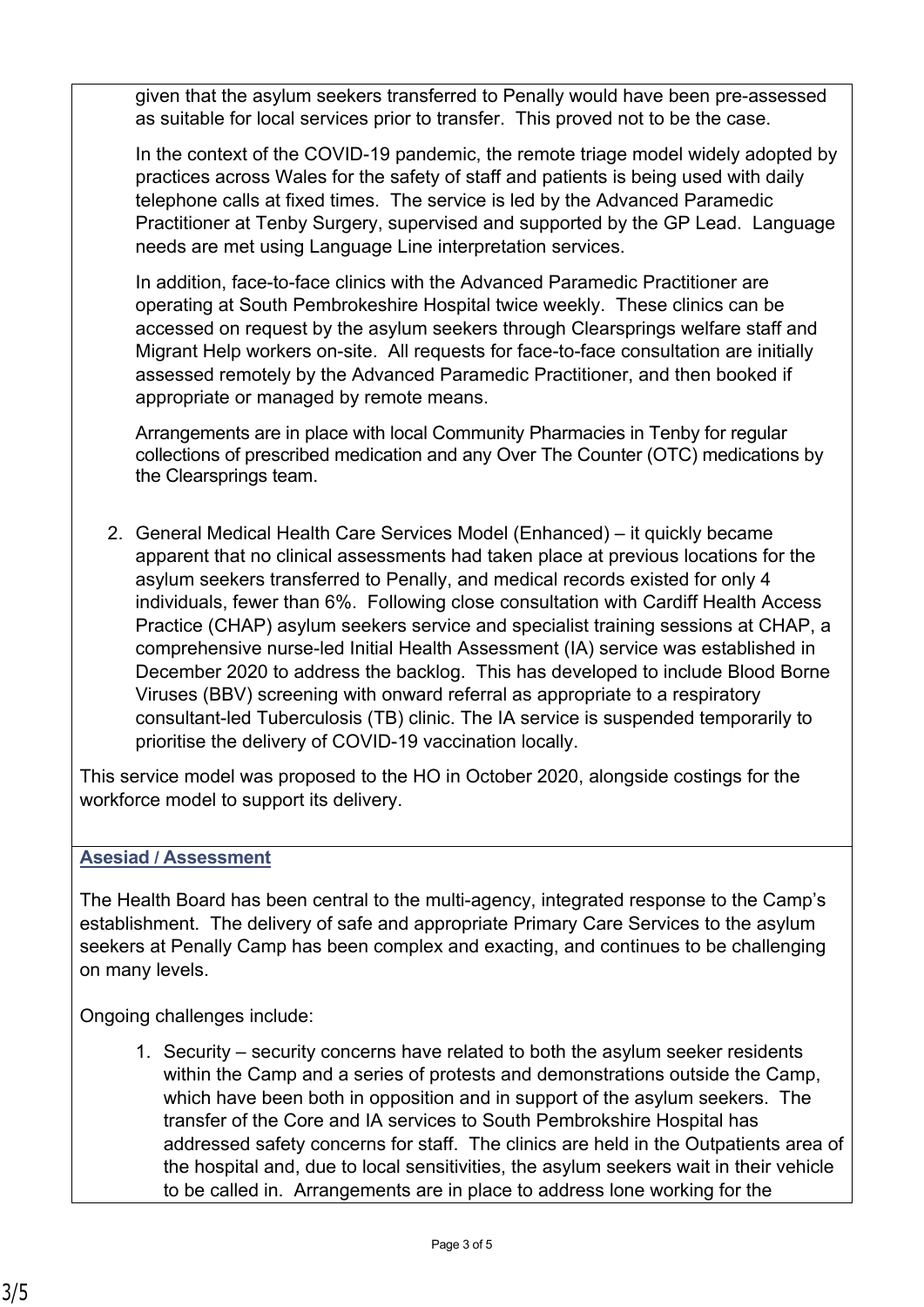given that the asylum seekers transferred to Penally would have been pre-assessed as suitable for local services prior to transfer. This proved not to be the case.

In the context of the COVID-19 pandemic, the remote triage model widely adopted by practices across Wales for the safety of staff and patients is being used with daily telephone calls at fixed times. The service is led by the Advanced Paramedic Practitioner at Tenby Surgery, supervised and supported by the GP Lead. Language needs are met using Language Line interpretation services.

In addition, face-to-face clinics with the Advanced Paramedic Practitioner are operating at South Pembrokeshire Hospital twice weekly. These clinics can be accessed on request by the asylum seekers through Clearsprings welfare staff and Migrant Help workers on-site. All requests for face-to-face consultation are initially assessed remotely by the Advanced Paramedic Practitioner, and then booked if appropriate or managed by remote means.

Arrangements are in place with local Community Pharmacies in Tenby for regular collections of prescribed medication and any Over The Counter (OTC) medications by the Clearsprings team.

2. General Medical Health Care Services Model (Enhanced) – it quickly became apparent that no clinical assessments had taken place at previous locations for the asylum seekers transferred to Penally, and medical records existed for only 4 individuals, fewer than 6%. Following close consultation with Cardiff Health Access Practice (CHAP) asylum seekers service and specialist training sessions at CHAP, a comprehensive nurse-led Initial Health Assessment (IA) service was established in December 2020 to address the backlog. This has developed to include Blood Borne Viruses (BBV) screening with onward referral as appropriate to a respiratory consultant-led Tuberculosis (TB) clinic. The IA service is suspended temporarily to prioritise the delivery of COVID-19 vaccination locally.

This service model was proposed to the HO in October 2020, alongside costings for the workforce model to support its delivery.

## Asesiad / Assessment

The Health Board has been central to the multi-agency, integrated response to the Camp's establishment. The delivery of safe and appropriate Primary Care Services to the asylum seekers at Penally Camp has been complex and exacting, and continues to be challenging on many levels.

Ongoing challenges include:

1. Security – security concerns have related to both the asylum seeker residents within the Camp and a series of protests and demonstrations outside the Camp, which have been both in opposition and in support of the asylum seekers. The transfer of the Core and IA services to South Pembrokshire Hospital has addressed safety concerns for staff. The clinics are held in the Outpatients area of the hospital and, due to local sensitivities, the asylum seekers wait in their vehicle to be called in. Arrangements are in place to address lone working for the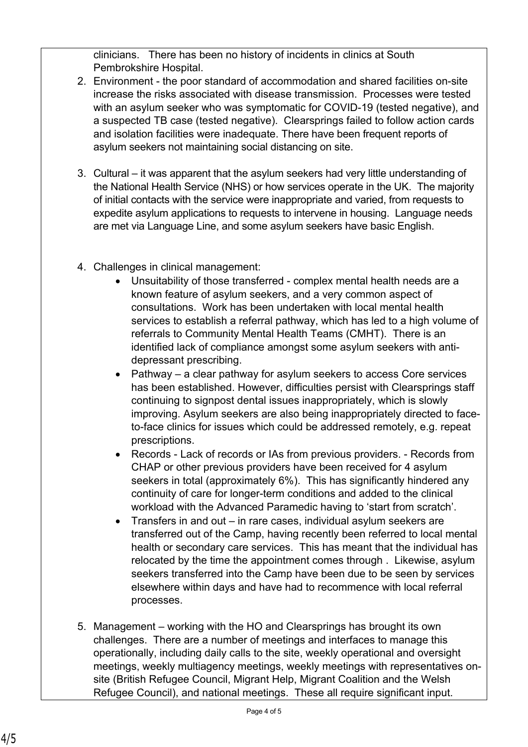clinicians. There has been no history of incidents in clinics at South Pembrokshire Hospital.

2. Environment - the poor standard of accommodation and shared facilities on-site increase the risks associated with disease transmission. Processes were tested with an asylum seeker who was symptomatic for COVID-19 (tested negative), and a suspected TB case (tested negative). Clearsprings failed to follow action cards and isolation facilities were inadequate. There have been frequent reports of asylum seekers not maintaining social distancing on site.

3. Cultural – it was apparent that the asylum seekers had very little understanding of the National Health Service (NHS) or how services operate in the UK. The majority of initial contacts with the service were inappropriate and varied, from requests to expedite asylum applications to requests to intervene in housing. Language needs are met via Language Line, and some asylum seekers have basic English.

4. Challenges in clinical management:
   - Unsuitability of those transferred - complex mental health needs are a known feature of asylum seekers, and a very common aspect of consultations. Work has been undertaken with local mental health services to establish a referral pathway, which has led to a high volume of referrals to Community Mental Health Teams (CMHT). There is an identified lack of compliance amongst some asylum seekers with anti-depressant prescribing.
   - Pathway – a clear pathway for asylum seekers to access Core services has been established. However, difficulties persist with Clearsprings staff continuing to signpost dental issues inappropriately, which is slowly improving. Asylum seekers are also being inappropriately directed to face-to-face clinics for issues which could be addressed remotely, e.g. repeat prescriptions.
   - Records - Lack of records or IAs from previous providers. - Records from CHAP or other previous providers have been received for 4 asylum seekers in total (approximately 6%). This has significantly hindered any continuity of care for longer-term conditions and added to the clinical workload with the Advanced Paramedic having to 'start from scratch'.
   - Transfers in and out – in rare cases, individual asylum seekers are transferred out of the Camp, having recently been referred to local mental health or secondary care services. This has meant that the individual has relocated by the time the appointment comes through . Likewise, asylum seekers transferred into the Camp have been due to be seen by services elsewhere within days and have had to recommence with local referral processes.

5. Management – working with the HO and Clearsprings has brought its own challenges. There are a number of meetings and interfaces to manage this operationally, including daily calls to the site, weekly operational and oversight meetings, weekly multiagency meetings, weekly meetings with representatives on-site (British Refugee Council, Migrant Help, Migrant Coalition and the Welsh Refugee Council), and national meetings. These all require significant input.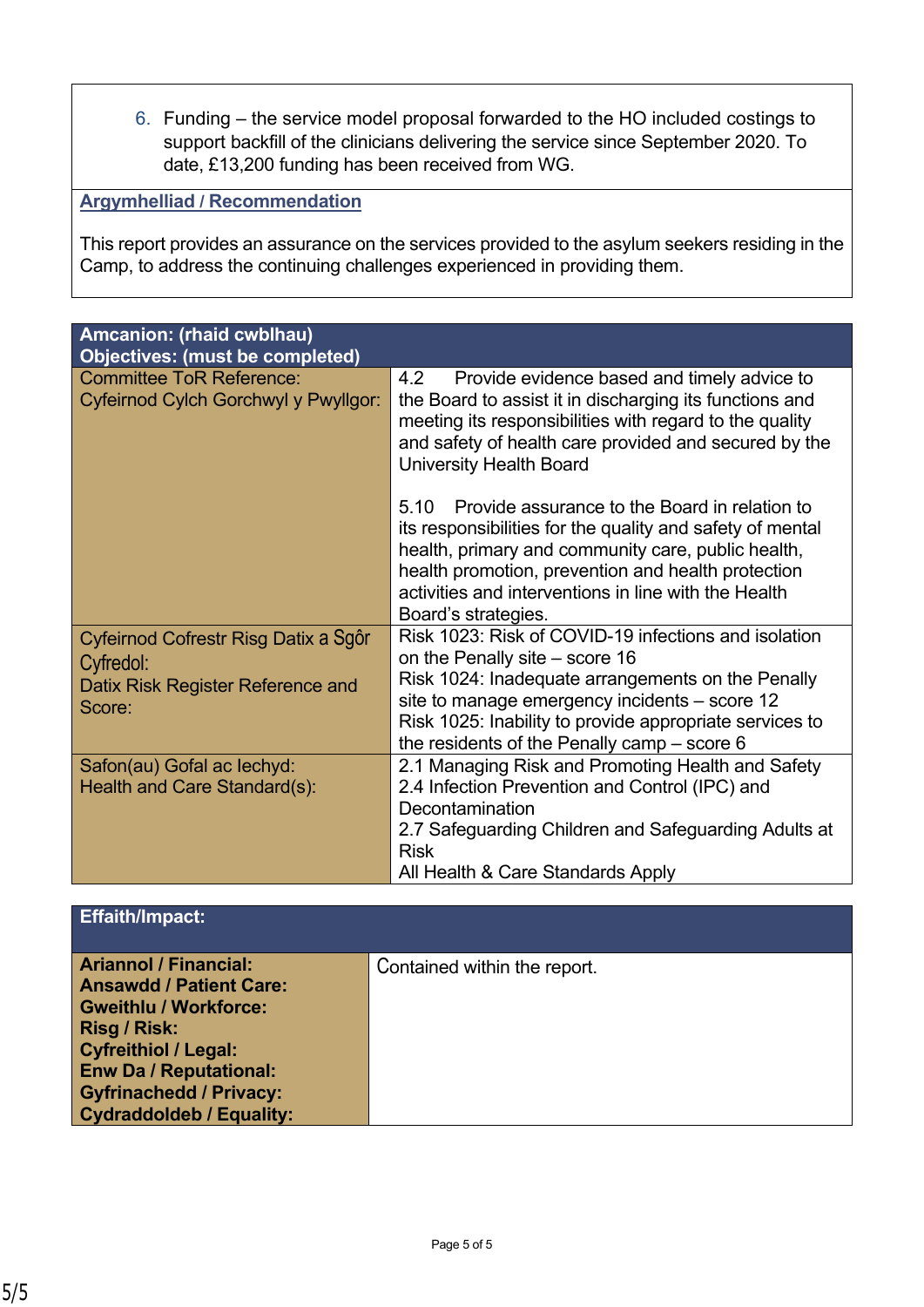6. Funding – the service model proposal forwarded to the HO included costings to support backfill of the clinicians delivering the service since September 2020. To date, £13,200 funding has been received from WG.

**Argymhelliad / Recommendation**

This report provides an assurance on the services provided to the asylum seekers residing in the Camp, to address the continuing challenges experienced in providing them.

| **Amcanion: (rhaid cwblhau)<br>Objectives: (must be completed)** | |
|---|---|
| Committee ToR Reference:<br>Cyfeirnod Cylch Gorchwyl y Pwyllgor: | 4.2 Provide evidence based and timely advice to the Board to assist it in discharging its functions and meeting its responsibilities with regard to the quality and safety of health care provided and secured by the University Health Board<br><br>5.10 Provide assurance to the Board in relation to its responsibilities for the quality and safety of mental health, primary and community care, public health, health promotion, prevention and health protection activities and interventions in line with the Health Board's strategies. |
| Cyfeirnod Cofrestr Risg Datix a Sgôr Cyfredol:<br>Datix Risk Register Reference and Score: | Risk 1023: Risk of COVID-19 infections and isolation on the Penally site – score 16<br>Risk 1024: Inadequate arrangements on the Penally site to manage emergency incidents – score 12<br>Risk 1025: Inability to provide appropriate services to the residents of the Penally camp – score 6 |
| Safon(au) Gofal ac Iechyd:<br>Health and Care Standard(s): | 2.1 Managing Risk and Promoting Health and Safety<br>2.4 Infection Prevention and Control (IPC) and Decontamination<br>2.7 Safeguarding Children and Safeguarding Adults at Risk<br>All Health & Care Standards Apply |

| **Effaith/Impact:** | |
|---|---|
| **Ariannol / Financial:**<br>**Ansawdd / Patient Care:**<br>**Gweithlu / Workforce:**<br>**Risg / Risk:**<br>**Cyfreithiol / Legal:**<br>**Enw Da / Reputational:**<br>**Gyfrinachedd / Privacy:**<br>**Cydraddoldeb / Equality:** | Contained within the report. |